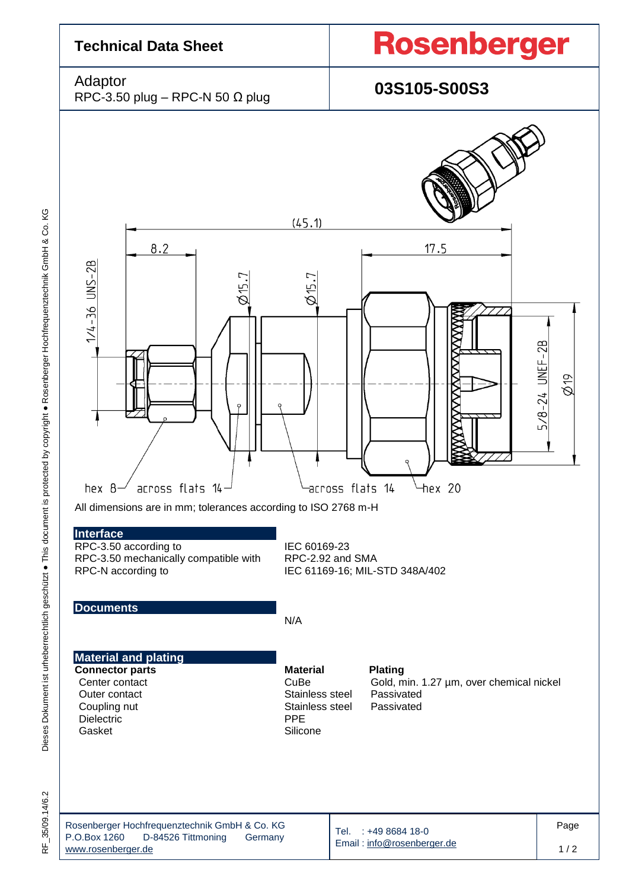# Technical Data Sheet

**Rosenberger**

Adaptor
RPC-3.50 plug – RPC-N 50 Ω plug

**03S105-S00S3**

(45.1) 8.2 17.5 1/4-36 UNS-2B Ø15.7 Ø15.7 5/8-24 UNEF-2B Ø19 hex 8 across flats 14 across flats 14 hex 20

All dimensions are in mm; tolerances according to ISO 2768 m-H

## Interface

| | |
|---|---|
| RPC-3.50 according to | IEC 60169-23 |
| RPC-3.50 mechanically compatible with | RPC-2.92 and SMA |
| RPC-N according to | IEC 61169-16; MIL-STD 348A/402 |

## Documents

N/A

## Material and plating

| **Connector parts** | **Material** | **Plating** |
|---|---|---|
| Center contact | CuBe | Gold, min. 1.27 µm, over chemical nickel |
| Outer contact | Stainless steel | Passivated |
| Coupling nut | Stainless steel | Passivated |
| Dielectric | PPE | |
| Gasket | Silicone | |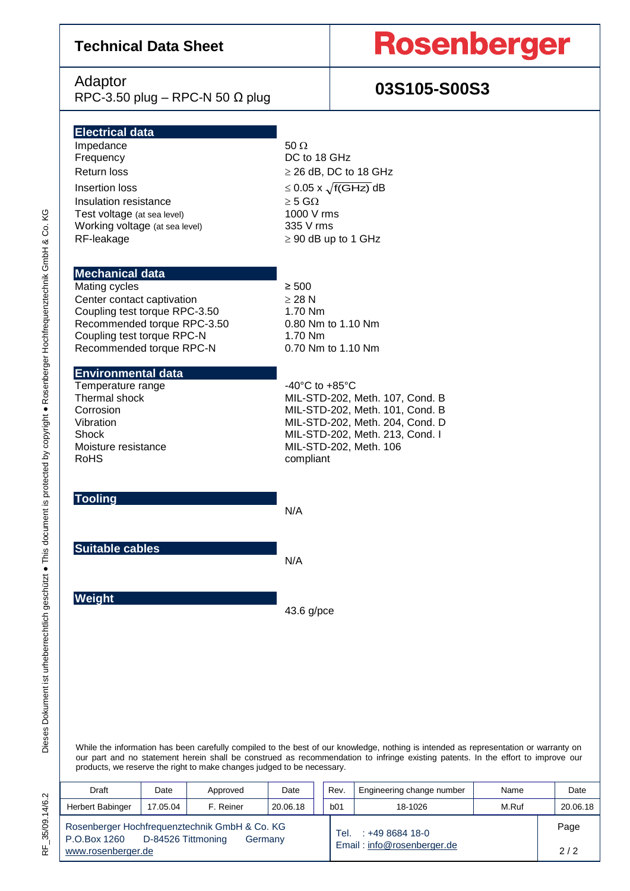# Technical Data Sheet

**Rosenberger**

Adaptor
RPC-3.50 plug – RPC-N 50 Ω plug

**03S105-S00S3**

## Electrical data

| | |
|---|---|
| Impedance | 50 Ω |
| Frequency | DC to 18 GHz |
| Return loss | ≥ 26 dB, DC to 18 GHz |
| Insertion loss | ≤ 0.05 x $\sqrt{f(GHz)}$ dB |
| Insulation resistance | ≥ 5 GΩ |
| Test voltage (at sea level) | 1000 V rms |
| Working voltage (at sea level) | 335 V rms |
| RF-leakage | ≥ 90 dB up to 1 GHz |

## Mechanical data

| | |
|---|---|
| Mating cycles | ≥ 500 |
| Center contact captivation | ≥ 28 N |
| Coupling test torque RPC-3.50 | 1.70 Nm |
| Recommended torque RPC-3.50 | 0.80 Nm to 1.10 Nm |
| Coupling test torque RPC-N | 1.70 Nm |
| Recommended torque RPC-N | 0.70 Nm to 1.10 Nm |

## Environmental data

| | |
|---|---|
| Temperature range | -40°C to +85°C |
| Thermal shock | MIL-STD-202, Meth. 107, Cond. B |
| Corrosion | MIL-STD-202, Meth. 101, Cond. B |
| Vibration | MIL-STD-202, Meth. 204, Cond. D |
| Shock | MIL-STD-202, Meth. 213, Cond. I |
| Moisture resistance | MIL-STD-202, Meth. 106 |
| RoHS | compliant |

## Tooling

N/A

## Suitable cables

N/A

## Weight

43.6 g/pce

While the information has been carefully compiled to the best of our knowledge, nothing is intended as representation or warranty on our part and no statement herein shall be construed as recommendation to infringe existing patents. In the effort to improve our products, we reserve the right to make changes judged to be necessary.

| Draft | Date | Approved | Date | Rev. | Engineering change number | Name | Date |
|---|---|---|---|---|---|---|---|
| Herbert Babinger | 17.05.04 | F. Reiner | 20.06.18 | b01 | 18-1026 | M.Ruf | 20.06.18 |

Rosenberger Hochfrequenztechnik GmbH & Co. KG
P.O.Box 1260 D-84526 Tittmoning Germany
www.rosenberger.de

Tel. : +49 8684 18-0
Email : info@rosenberger.de

Dieses Dokument ist urheberrechtlich geschützt ● This document is protected by copyright ● Rosenberger Hochfrequenztechnik GmbH & Co. KG

RF_35/09.14/6.2